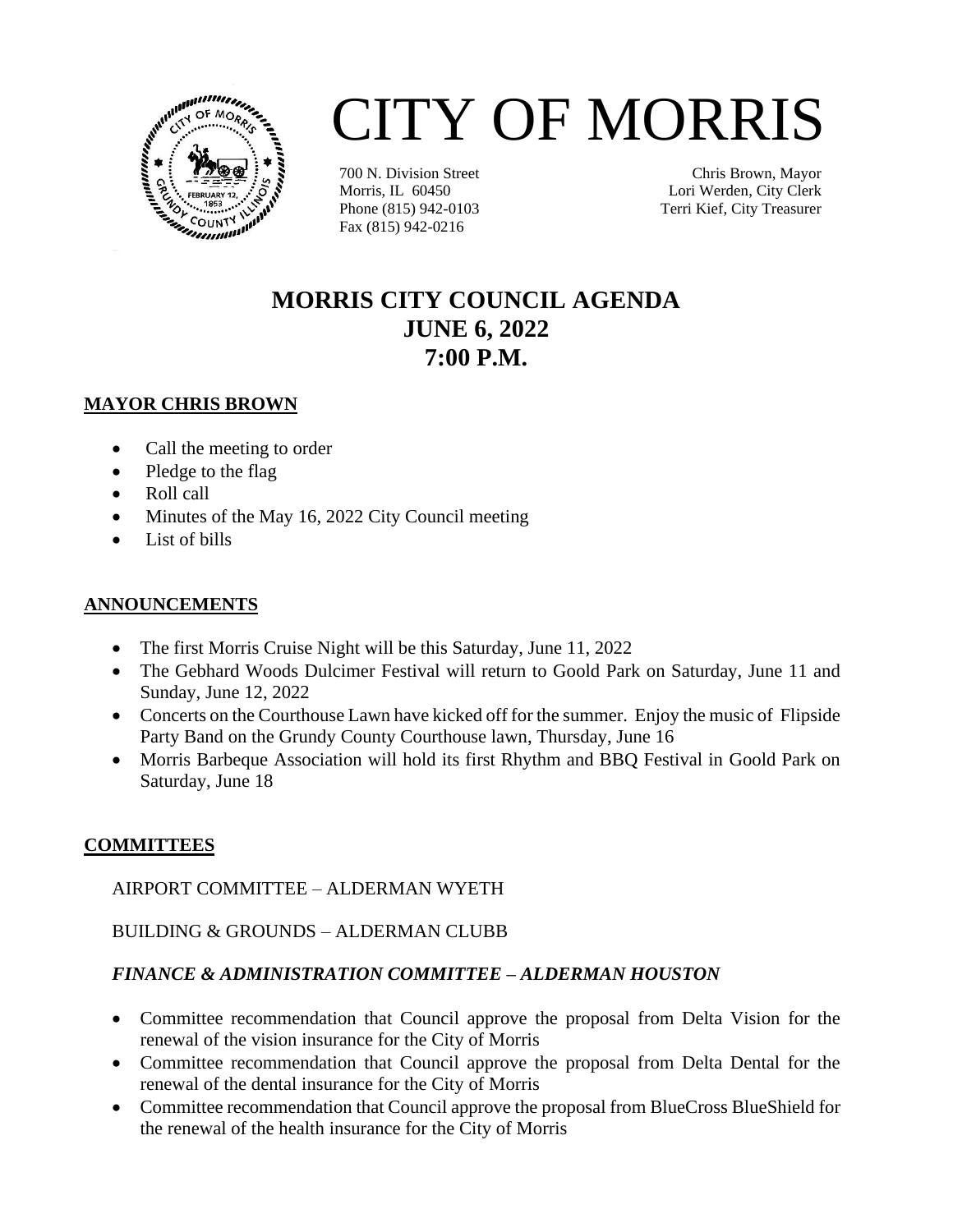# CITY OF MORRIS

700 N. Division Street
Morris, IL 60450
Phone (815) 942-0103
Fax (815) 942-0216

Chris Brown, Mayor
Lori Werden, City Clerk
Terri Kief, City Treasurer

## MORRIS CITY COUNCIL AGENDA
## JUNE 6, 2022
## 7:00 P.M.

### MAYOR CHRIS BROWN

- Call the meeting to order
- Pledge to the flag
- Roll call
- Minutes of the May 16, 2022 City Council meeting
- List of bills

### ANNOUNCEMENTS

- The first Morris Cruise Night will be this Saturday, June 11, 2022
- The Gebhard Woods Dulcimer Festival will return to Goold Park on Saturday, June 11 and Sunday, June 12, 2022
- Concerts on the Courthouse Lawn have kicked off for the summer. Enjoy the music of Flipside Party Band on the Grundy County Courthouse lawn, Thursday, June 16
- Morris Barbeque Association will hold its first Rhythm and BBQ Festival in Goold Park on Saturday, June 18

### COMMITTEES

AIRPORT COMMITTEE – ALDERMAN WYETH

BUILDING & GROUNDS – ALDERMAN CLUBB

***FINANCE & ADMINISTRATION COMMITTEE – ALDERMAN HOUSTON***

- Committee recommendation that Council approve the proposal from Delta Vision for the renewal of the vision insurance for the City of Morris
- Committee recommendation that Council approve the proposal from Delta Dental for the renewal of the dental insurance for the City of Morris
- Committee recommendation that Council approve the proposal from BlueCross BlueShield for the renewal of the health insurance for the City of Morris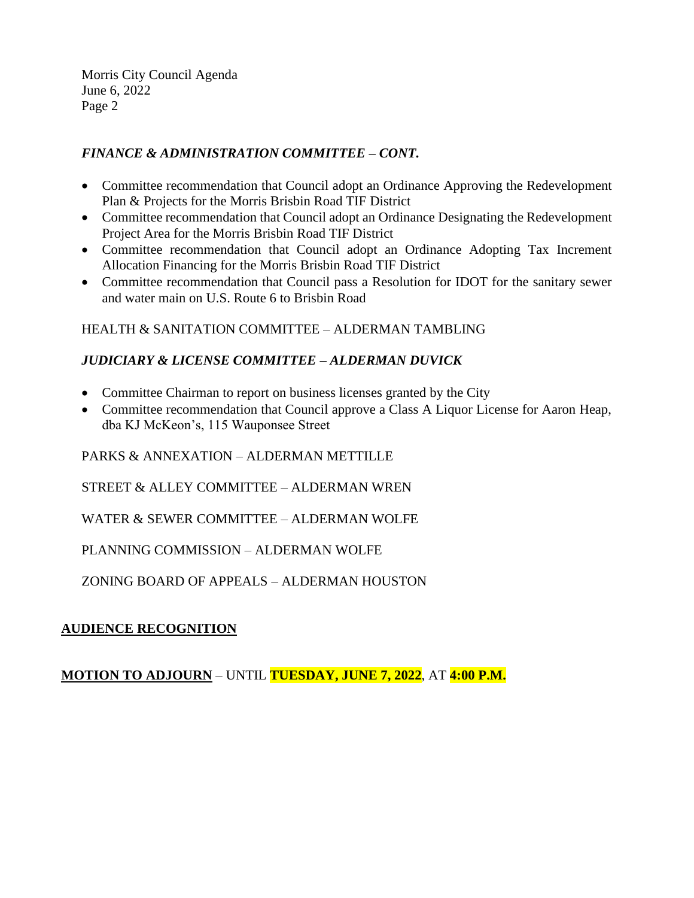### *FINANCE & ADMINISTRATION COMMITTEE – CONT.*

- Committee recommendation that Council adopt an Ordinance Approving the Redevelopment Plan & Projects for the Morris Brisbin Road TIF District
- Committee recommendation that Council adopt an Ordinance Designating the Redevelopment Project Area for the Morris Brisbin Road TIF District
- Committee recommendation that Council adopt an Ordinance Adopting Tax Increment Allocation Financing for the Morris Brisbin Road TIF District
- Committee recommendation that Council pass a Resolution for IDOT for the sanitary sewer and water main on U.S. Route 6 to Brisbin Road

HEALTH & SANITATION COMMITTEE – ALDERMAN TAMBLING

### *JUDICIARY & LICENSE COMMITTEE – ALDERMAN DUVICK*

- Committee Chairman to report on business licenses granted by the City
- Committee recommendation that Council approve a Class A Liquor License for Aaron Heap, dba KJ McKeon's, 115 Wauponsee Street

PARKS & ANNEXATION – ALDERMAN METTILLE

STREET & ALLEY COMMITTEE – ALDERMAN WREN

WATER & SEWER COMMITTEE – ALDERMAN WOLFE

PLANNING COMMISSION – ALDERMAN WOLFE

ZONING BOARD OF APPEALS – ALDERMAN HOUSTON

## AUDIENCE RECOGNITION

**MOTION TO ADJOURN** – UNTIL **TUESDAY, JUNE 7, 2022**, AT **4:00 P.M.**